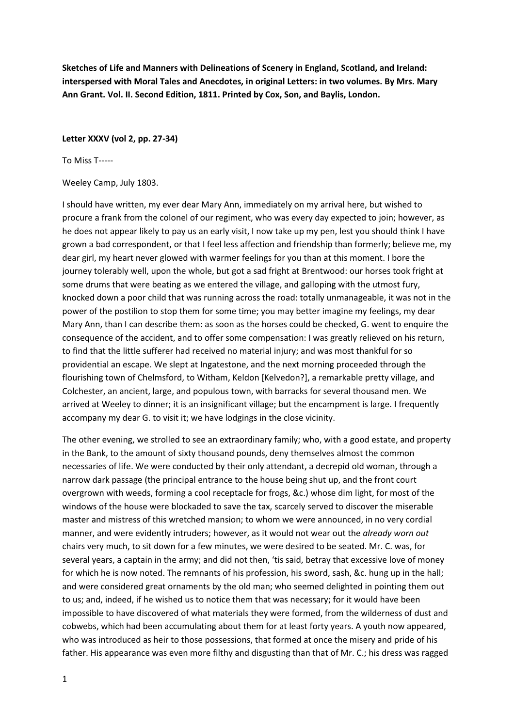**Sketches of Life and Manners with Delineations of Scenery in England, Scotland, and Ireland: interspersed with Moral Tales and Anecdotes, in original Letters: in two volumes. By Mrs. Mary Ann Grant. Vol. II. Second Edition, 1811. Printed by Cox, Son, and Baylis, London.**

**Letter XXXV (vol 2, pp. 27-34)**

To Miss T-----

Weeley Camp, July 1803.

I should have written, my ever dear Mary Ann, immediately on my arrival here, but wished to procure a frank from the colonel of our regiment, who was every day expected to join; however, as he does not appear likely to pay us an early visit, I now take up my pen, lest you should think I have grown a bad correspondent, or that I feel less affection and friendship than formerly; believe me, my dear girl, my heart never glowed with warmer feelings for you than at this moment. I bore the journey tolerably well, upon the whole, but got a sad fright at Brentwood: our horses took fright at some drums that were beating as we entered the village, and galloping with the utmost fury, knocked down a poor child that was running across the road: totally unmanageable, it was not in the power of the postilion to stop them for some time; you may better imagine my feelings, my dear Mary Ann, than I can describe them: as soon as the horses could be checked, G. went to enquire the consequence of the accident, and to offer some compensation: I was greatly relieved on his return, to find that the little sufferer had received no material injury; and was most thankful for so providential an escape. We slept at Ingatestone, and the next morning proceeded through the flourishing town of Chelmsford, to Witham, Keldon [Kelvedon?], a remarkable pretty village, and Colchester, an ancient, large, and populous town, with barracks for several thousand men. We arrived at Weeley to dinner; it is an insignificant village; but the encampment is large. I frequently accompany my dear G. to visit it; we have lodgings in the close vicinity.

The other evening, we strolled to see an extraordinary family; who, with a good estate, and property in the Bank, to the amount of sixty thousand pounds, deny themselves almost the common necessaries of life. We were conducted by their only attendant, a decrepid old woman, through a narrow dark passage (the principal entrance to the house being shut up, and the front court overgrown with weeds, forming a cool receptacle for frogs, &c.) whose dim light, for most of the windows of the house were blockaded to save the tax, scarcely served to discover the miserable master and mistress of this wretched mansion; to whom we were announced, in no very cordial manner, and were evidently intruders; however, as it would not wear out the *already worn out* chairs very much, to sit down for a few minutes, we were desired to be seated. Mr. C. was, for several years, a captain in the army; and did not then, 'tis said, betray that excessive love of money for which he is now noted. The remnants of his profession, his sword, sash, &c. hung up in the hall; and were considered great ornaments by the old man; who seemed delighted in pointing them out to us; and, indeed, if he wished us to notice them that was necessary; for it would have been impossible to have discovered of what materials they were formed, from the wilderness of dust and cobwebs, which had been accumulating about them for at least forty years. A youth now appeared, who was introduced as heir to those possessions, that formed at once the misery and pride of his father. His appearance was even more filthy and disgusting than that of Mr. C.; his dress was ragged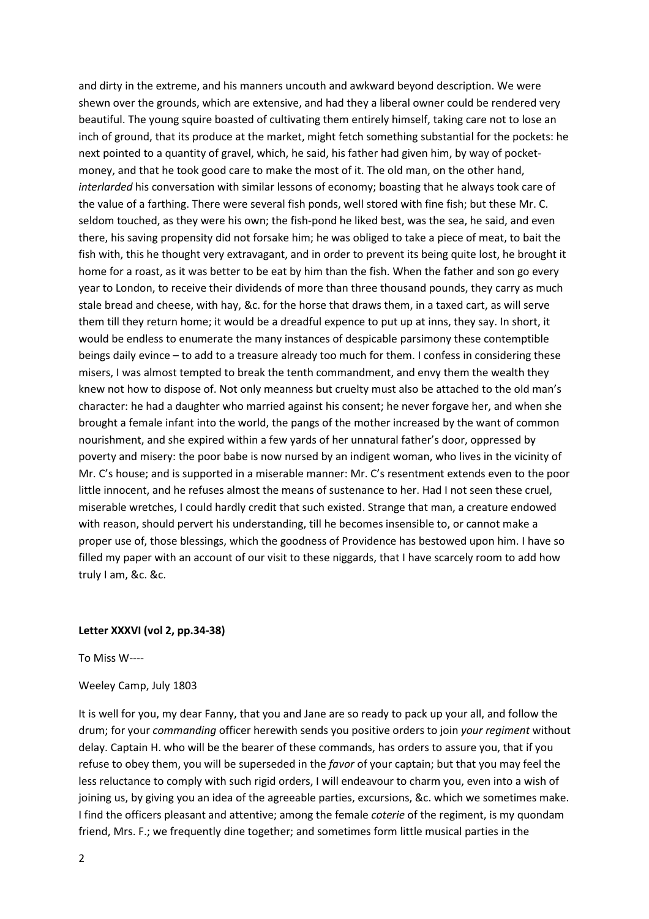and dirty in the extreme, and his manners uncouth and awkward beyond description. We were shewn over the grounds, which are extensive, and had they a liberal owner could be rendered very beautiful. The young squire boasted of cultivating them entirely himself, taking care not to lose an inch of ground, that its produce at the market, might fetch something substantial for the pockets: he next pointed to a quantity of gravel, which, he said, his father had given him, by way of pocket-money, and that he took good care to make the most of it. The old man, on the other hand, *interlarded* his conversation with similar lessons of economy; boasting that he always took care of the value of a farthing. There were several fish ponds, well stored with fine fish; but these Mr. C. seldom touched, as they were his own; the fish-pond he liked best, was the sea, he said, and even there, his saving propensity did not forsake him; he was obliged to take a piece of meat, to bait the fish with, this he thought very extravagant, and in order to prevent its being quite lost, he brought it home for a roast, as it was better to be eat by him than the fish. When the father and son go every year to London, to receive their dividends of more than three thousand pounds, they carry as much stale bread and cheese, with hay, &c. for the horse that draws them, in a taxed cart, as will serve them till they return home; it would be a dreadful expence to put up at inns, they say. In short, it would be endless to enumerate the many instances of despicable parsimony these contemptible beings daily evince – to add to a treasure already too much for them. I confess in considering these misers, I was almost tempted to break the tenth commandment, and envy them the wealth they knew not how to dispose of. Not only meanness but cruelty must also be attached to the old man's character: he had a daughter who married against his consent; he never forgave her, and when she brought a female infant into the world, the pangs of the mother increased by the want of common nourishment, and she expired within a few yards of her unnatural father's door, oppressed by poverty and misery: the poor babe is now nursed by an indigent woman, who lives in the vicinity of Mr. C's house; and is supported in a miserable manner: Mr. C's resentment extends even to the poor little innocent, and he refuses almost the means of sustenance to her. Had I not seen these cruel, miserable wretches, I could hardly credit that such existed. Strange that man, a creature endowed with reason, should pervert his understanding, till he becomes insensible to, or cannot make a proper use of, those blessings, which the goodness of Providence has bestowed upon him. I have so filled my paper with an account of our visit to these niggards, that I have scarcely room to add how truly I am, &c. &c.

**Letter XXXVI (vol 2, pp.34-38)**

To Miss W----

Weeley Camp, July 1803

It is well for you, my dear Fanny, that you and Jane are so ready to pack up your all, and follow the drum; for your *commanding* officer herewith sends you positive orders to join *your regiment* without delay. Captain H. who will be the bearer of these commands, has orders to assure you, that if you refuse to obey them, you will be superseded in the *favor* of your captain; but that you may feel the less reluctance to comply with such rigid orders, I will endeavour to charm you, even into a wish of joining us, by giving you an idea of the agreeable parties, excursions, &c. which we sometimes make. I find the officers pleasant and attentive; among the female *coterie* of the regiment, is my quondam friend, Mrs. F.; we frequently dine together; and sometimes form little musical parties in the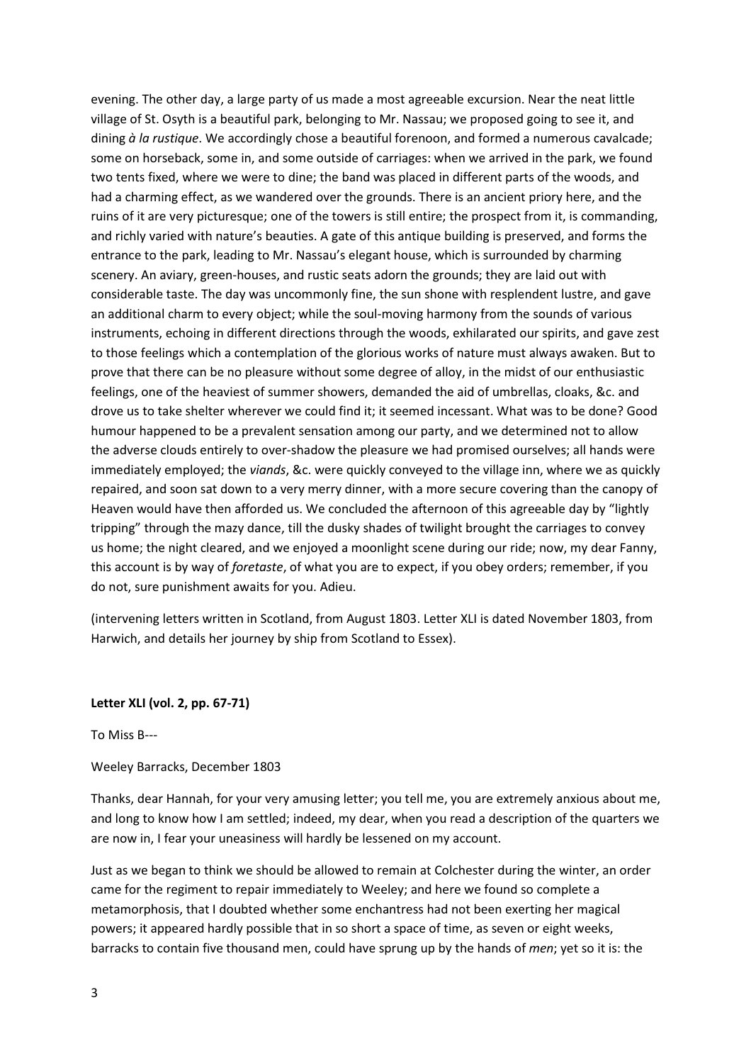evening. The other day, a large party of us made a most agreeable excursion. Near the neat little village of St. Osyth is a beautiful park, belonging to Mr. Nassau; we proposed going to see it, and dining *à la rustique*. We accordingly chose a beautiful forenoon, and formed a numerous cavalcade; some on horseback, some in, and some outside of carriages: when we arrived in the park, we found two tents fixed, where we were to dine; the band was placed in different parts of the woods, and had a charming effect, as we wandered over the grounds. There is an ancient priory here, and the ruins of it are very picturesque; one of the towers is still entire; the prospect from it, is commanding, and richly varied with nature's beauties. A gate of this antique building is preserved, and forms the entrance to the park, leading to Mr. Nassau's elegant house, which is surrounded by charming scenery. An aviary, green-houses, and rustic seats adorn the grounds; they are laid out with considerable taste. The day was uncommonly fine, the sun shone with resplendent lustre, and gave an additional charm to every object; while the soul-moving harmony from the sounds of various instruments, echoing in different directions through the woods, exhilarated our spirits, and gave zest to those feelings which a contemplation of the glorious works of nature must always awaken. But to prove that there can be no pleasure without some degree of alloy, in the midst of our enthusiastic feelings, one of the heaviest of summer showers, demanded the aid of umbrellas, cloaks, &c. and drove us to take shelter wherever we could find it; it seemed incessant. What was to be done? Good humour happened to be a prevalent sensation among our party, and we determined not to allow the adverse clouds entirely to over-shadow the pleasure we had promised ourselves; all hands were immediately employed; the *viands*, &c. were quickly conveyed to the village inn, where we as quickly repaired, and soon sat down to a very merry dinner, with a more secure covering than the canopy of Heaven would have then afforded us. We concluded the afternoon of this agreeable day by "lightly tripping" through the mazy dance, till the dusky shades of twilight brought the carriages to convey us home; the night cleared, and we enjoyed a moonlight scene during our ride; now, my dear Fanny, this account is by way of *foretaste*, of what you are to expect, if you obey orders; remember, if you do not, sure punishment awaits for you. Adieu.

(intervening letters written in Scotland, from August 1803. Letter XLI is dated November 1803, from Harwich, and details her journey by ship from Scotland to Essex).

**Letter XLI (vol. 2, pp. 67-71)**

To Miss B---

Weeley Barracks, December 1803

Thanks, dear Hannah, for your very amusing letter; you tell me, you are extremely anxious about me, and long to know how I am settled; indeed, my dear, when you read a description of the quarters we are now in, I fear your uneasiness will hardly be lessened on my account.

Just as we began to think we should be allowed to remain at Colchester during the winter, an order came for the regiment to repair immediately to Weeley; and here we found so complete a metamorphosis, that I doubted whether some enchantress had not been exerting her magical powers; it appeared hardly possible that in so short a space of time, as seven or eight weeks, barracks to contain five thousand men, could have sprung up by the hands of *men*; yet so it is: the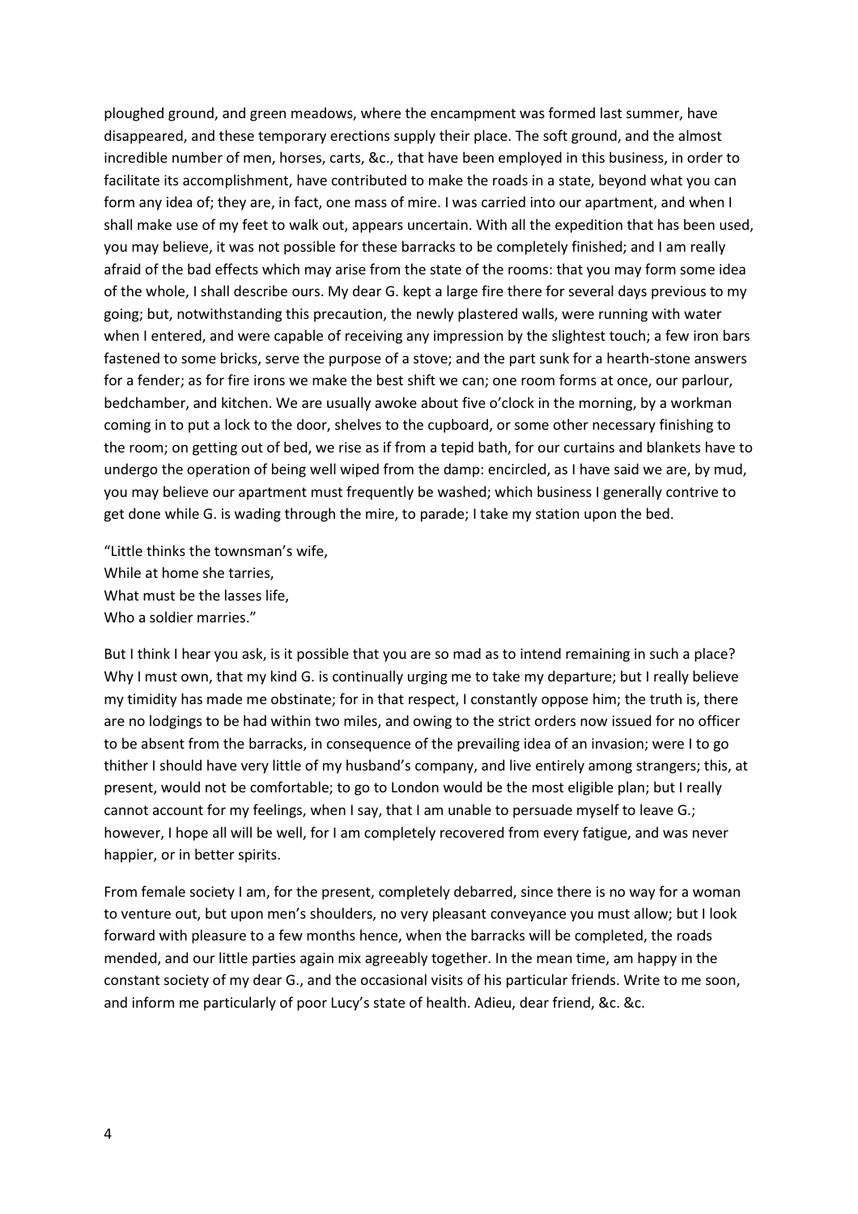ploughed ground, and green meadows, where the encampment was formed last summer, have disappeared, and these temporary erections supply their place. The soft ground, and the almost incredible number of men, horses, carts, &c., that have been employed in this business, in order to facilitate its accomplishment, have contributed to make the roads in a state, beyond what you can form any idea of; they are, in fact, one mass of mire. I was carried into our apartment, and when I shall make use of my feet to walk out, appears uncertain. With all the expedition that has been used, you may believe, it was not possible for these barracks to be completely finished; and I am really afraid of the bad effects which may arise from the state of the rooms: that you may form some idea of the whole, I shall describe ours. My dear G. kept a large fire there for several days previous to my going; but, notwithstanding this precaution, the newly plastered walls, were running with water when I entered, and were capable of receiving any impression by the slightest touch; a few iron bars fastened to some bricks, serve the purpose of a stove; and the part sunk for a hearth-stone answers for a fender; as for fire irons we make the best shift we can; one room forms at once, our parlour, bedchamber, and kitchen. We are usually awoke about five o'clock in the morning, by a workman coming in to put a lock to the door, shelves to the cupboard, or some other necessary finishing to the room; on getting out of bed, we rise as if from a tepid bath, for our curtains and blankets have to undergo the operation of being well wiped from the damp: encircled, as I have said we are, by mud, you may believe our apartment must frequently be washed; which business I generally contrive to get done while G. is wading through the mire, to parade; I take my station upon the bed.

"Little thinks the townsman's wife,
While at home she tarries,
What must be the lasses life,
Who a soldier marries."

But I think I hear you ask, is it possible that you are so mad as to intend remaining in such a place? Why I must own, that my kind G. is continually urging me to take my departure; but I really believe my timidity has made me obstinate; for in that respect, I constantly oppose him; the truth is, there are no lodgings to be had within two miles, and owing to the strict orders now issued for no officer to be absent from the barracks, in consequence of the prevailing idea of an invasion; were I to go thither I should have very little of my husband's company, and live entirely among strangers; this, at present, would not be comfortable; to go to London would be the most eligible plan; but I really cannot account for my feelings, when I say, that I am unable to persuade myself to leave G.; however, I hope all will be well, for I am completely recovered from every fatigue, and was never happier, or in better spirits.

From female society I am, for the present, completely debarred, since there is no way for a woman to venture out, but upon men's shoulders, no very pleasant conveyance you must allow; but I look forward with pleasure to a few months hence, when the barracks will be completed, the roads mended, and our little parties again mix agreeably together. In the mean time, am happy in the constant society of my dear G., and the occasional visits of his particular friends. Write to me soon, and inform me particularly of poor Lucy's state of health. Adieu, dear friend, &c. &c.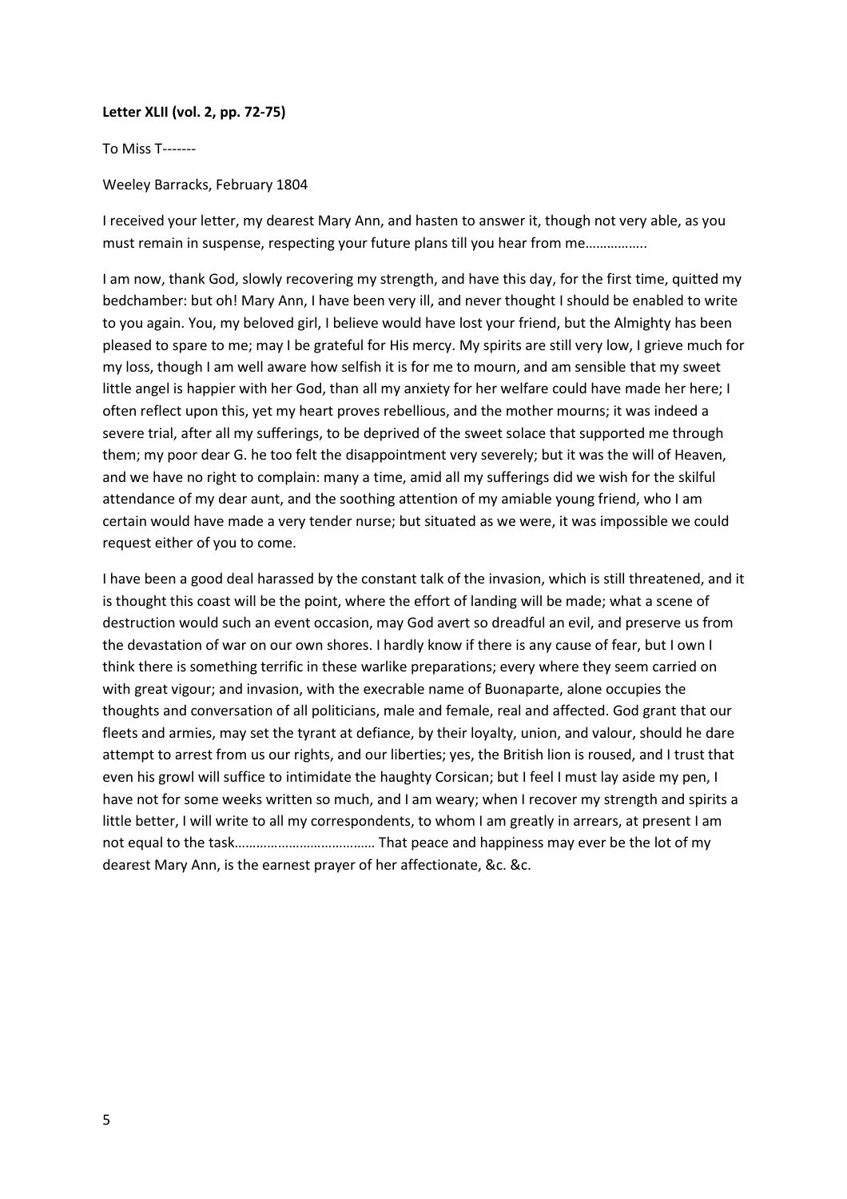**Letter XLII (vol. 2, pp. 72-75)**

To Miss T-------

Weeley Barracks, February 1804

I received your letter, my dearest Mary Ann, and hasten to answer it, though not very able, as you must remain in suspense, respecting your future plans till you hear from me……………..

I am now, thank God, slowly recovering my strength, and have this day, for the first time, quitted my bedchamber: but oh! Mary Ann, I have been very ill, and never thought I should be enabled to write to you again. You, my beloved girl, I believe would have lost your friend, but the Almighty has been pleased to spare to me; may I be grateful for His mercy. My spirits are still very low, I grieve much for my loss, though I am well aware how selfish it is for me to mourn, and am sensible that my sweet little angel is happier with her God, than all my anxiety for her welfare could have made her here; I often reflect upon this, yet my heart proves rebellious, and the mother mourns; it was indeed a severe trial, after all my sufferings, to be deprived of the sweet solace that supported me through them; my poor dear G. he too felt the disappointment very severely; but it was the will of Heaven, and we have no right to complain: many a time, amid all my sufferings did we wish for the skilful attendance of my dear aunt, and the soothing attention of my amiable young friend, who I am certain would have made a very tender nurse; but situated as we were, it was impossible we could request either of you to come.

I have been a good deal harassed by the constant talk of the invasion, which is still threatened, and it is thought this coast will be the point, where the effort of landing will be made; what a scene of destruction would such an event occasion, may God avert so dreadful an evil, and preserve us from the devastation of war on our own shores. I hardly know if there is any cause of fear, but I own I think there is something terrific in these warlike preparations; every where they seem carried on with great vigour; and invasion, with the execrable name of Buonaparte, alone occupies the thoughts and conversation of all politicians, male and female, real and affected. God grant that our fleets and armies, may set the tyrant at defiance, by their loyalty, union, and valour, should he dare attempt to arrest from us our rights, and our liberties; yes, the British lion is roused, and I trust that even his growl will suffice to intimidate the haughty Corsican; but I feel I must lay aside my pen, I have not for some weeks written so much, and I am weary; when I recover my strength and spirits a little better, I will write to all my correspondents, to whom I am greatly in arrears, at present I am not equal to the task………………………………… That peace and happiness may ever be the lot of my dearest Mary Ann, is the earnest prayer of her affectionate, &c. &c.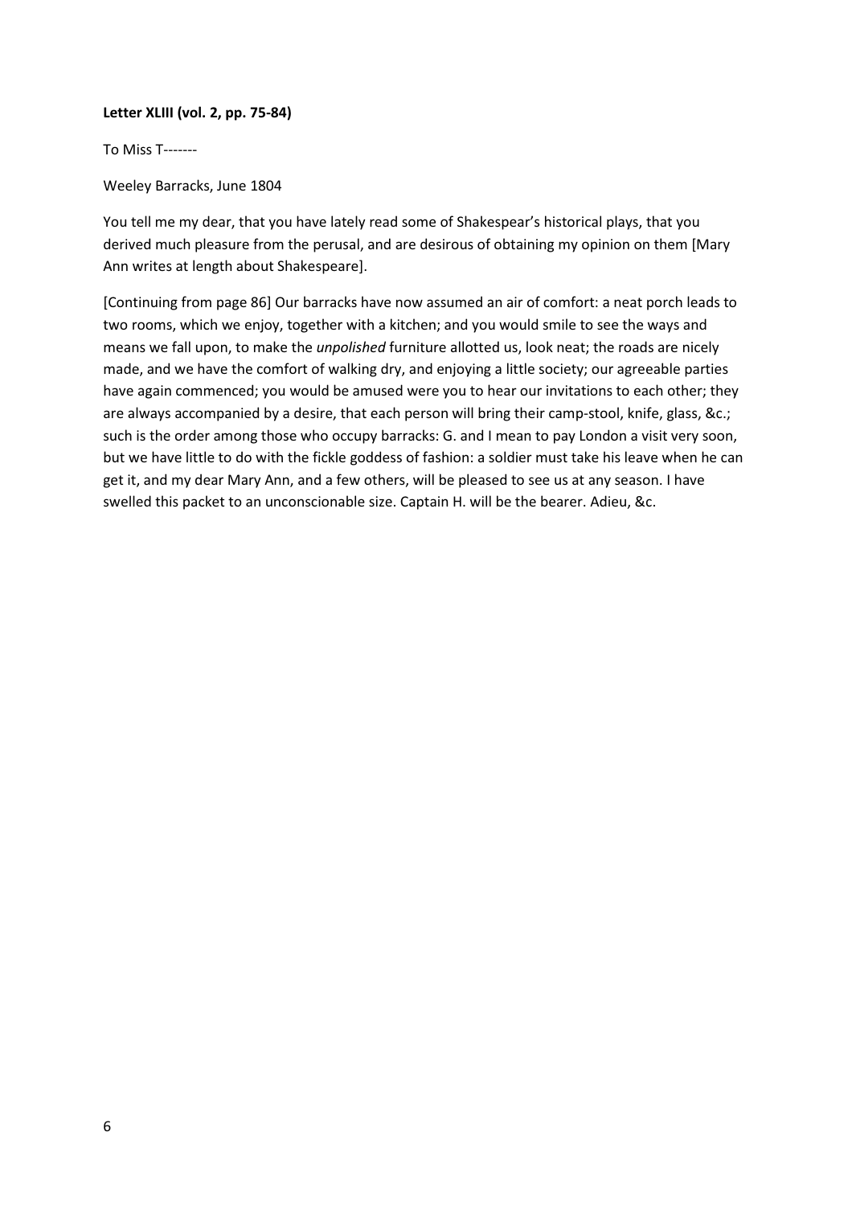**Letter XLIII (vol. 2, pp. 75-84)**

To Miss T-------

Weeley Barracks, June 1804

You tell me my dear, that you have lately read some of Shakespear's historical plays, that you derived much pleasure from the perusal, and are desirous of obtaining my opinion on them [Mary Ann writes at length about Shakespeare].

[Continuing from page 86] Our barracks have now assumed an air of comfort: a neat porch leads to two rooms, which we enjoy, together with a kitchen; and you would smile to see the ways and means we fall upon, to make the *unpolished* furniture allotted us, look neat; the roads are nicely made, and we have the comfort of walking dry, and enjoying a little society; our agreeable parties have again commenced; you would be amused were you to hear our invitations to each other; they are always accompanied by a desire, that each person will bring their camp-stool, knife, glass, &c.; such is the order among those who occupy barracks: G. and I mean to pay London a visit very soon, but we have little to do with the fickle goddess of fashion: a soldier must take his leave when he can get it, and my dear Mary Ann, and a few others, will be pleased to see us at any season. I have swelled this packet to an unconscionable size. Captain H. will be the bearer. Adieu, &c.